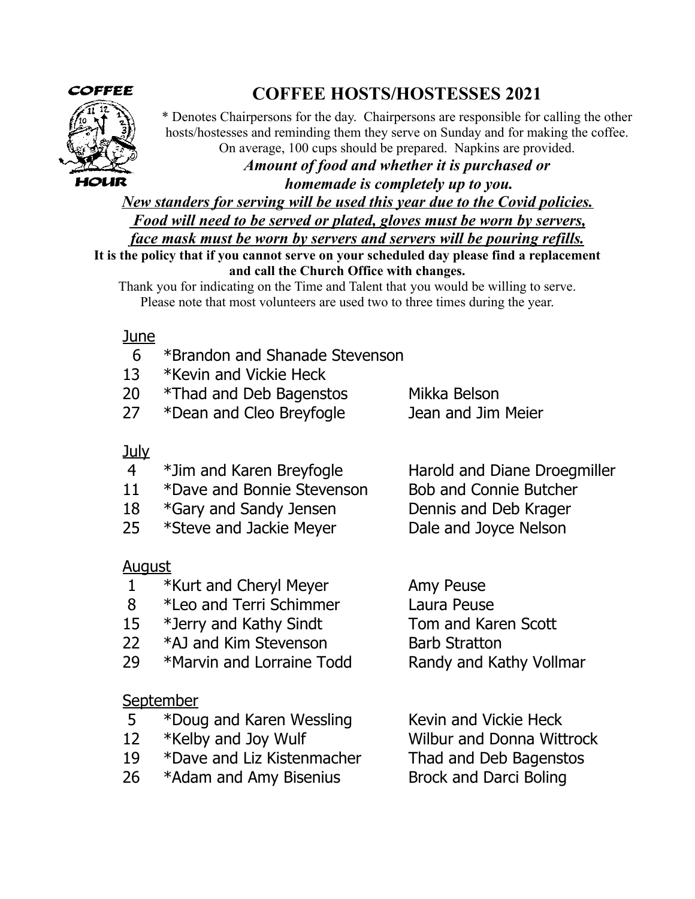# COFFEE HOSTS/HOSTESSES 2021

\* Denotes Chairpersons for the day. Chairpersons are responsible for calling the other hosts/hostesses and reminding them they serve on Sunday and for making the coffee. On average, 100 cups should be prepared. Napkins are provided.

***Amount of food and whether it is purchased or homemade is completely up to you.***

***New standers for serving will be used this year due to the Covid policies. Food will need to be served or plated, gloves must be worn by servers, face mask must be worn by servers and servers will be pouring refills.***

**It is the policy that if you cannot serve on your scheduled day please find a replacement and call the Church Office with changes.**

Thank you for indicating on the Time and Talent that you would be willing to serve. Please note that most volunteers are used two to three times during the year.

## June

| | | |
|---|---|---|
| 6 | *Brandon and Shanade Stevenson | |
| 13 | *Kevin and Vickie Heck | |
| 20 | *Thad and Deb Bagenstos | Mikka Belson |
| 27 | *Dean and Cleo Breyfogle | Jean and Jim Meier |

## July

| | | |
|---|---|---|
| 4 | *Jim and Karen Breyfogle | Harold and Diane Droegmiller |
| 11 | *Dave and Bonnie Stevenson | Bob and Connie Butcher |
| 18 | *Gary and Sandy Jensen | Dennis and Deb Krager |
| 25 | *Steve and Jackie Meyer | Dale and Joyce Nelson |

## August

| | | |
|---|---|---|
| 1 | *Kurt and Cheryl Meyer | Amy Peuse |
| 8 | *Leo and Terri Schimmer | Laura Peuse |
| 15 | *Jerry and Kathy Sindt | Tom and Karen Scott |
| 22 | *AJ and Kim Stevenson | Barb Stratton |
| 29 | *Marvin and Lorraine Todd | Randy and Kathy Vollmar |

## September

| | | |
|---|---|---|
| 5 | *Doug and Karen Wessling | Kevin and Vickie Heck |
| 12 | *Kelby and Joy Wulf | Wilbur and Donna Wittrock |
| 19 | *Dave and Liz Kistenmacher | Thad and Deb Bagenstos |
| 26 | *Adam and Amy Bisenius | Brock and Darci Boling |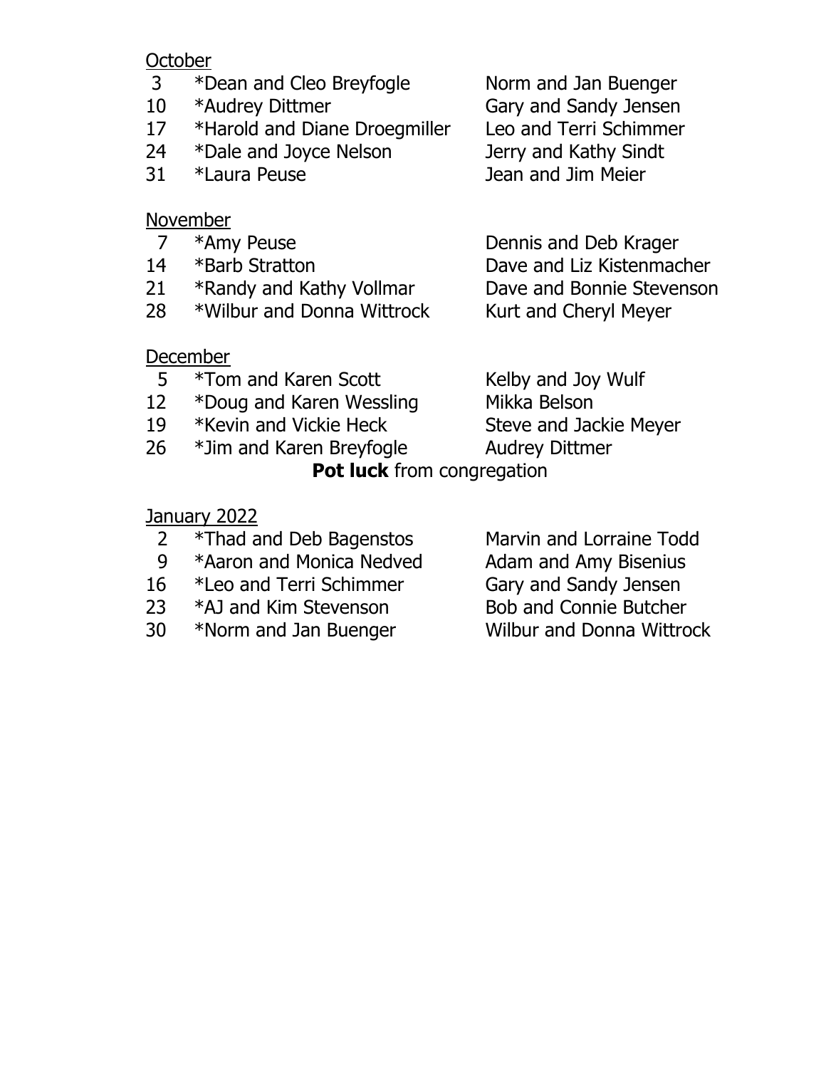October

| | | |
|---|---|---|
| 3 | *Dean and Cleo Breyfogle | Norm and Jan Buenger |
| 10 | *Audrey Dittmer | Gary and Sandy Jensen |
| 17 | *Harold and Diane Droegmiller | Leo and Terri Schimmer |
| 24 | *Dale and Joyce Nelson | Jerry and Kathy Sindt |
| 31 | *Laura Peuse | Jean and Jim Meier |

November

| | | |
|---|---|---|
| 7 | *Amy Peuse | Dennis and Deb Krager |
| 14 | *Barb Stratton | Dave and Liz Kistenmacher |
| 21 | *Randy and Kathy Vollmar | Dave and Bonnie Stevenson |
| 28 | *Wilbur and Donna Wittrock | Kurt and Cheryl Meyer |

December

| | | |
|---|---|---|
| 5 | *Tom and Karen Scott | Kelby and Joy Wulf |
| 12 | *Doug and Karen Wessling | Mikka Belson |
| 19 | *Kevin and Vickie Heck | Steve and Jackie Meyer |
| 26 | *Jim and Karen Breyfogle | Audrey Dittmer |

**Pot luck** from congregation

January 2022

| | | |
|---|---|---|
| 2 | *Thad and Deb Bagenstos | Marvin and Lorraine Todd |
| 9 | *Aaron and Monica Nedved | Adam and Amy Bisenius |
| 16 | *Leo and Terri Schimmer | Gary and Sandy Jensen |
| 23 | *AJ and Kim Stevenson | Bob and Connie Butcher |
| 30 | *Norm and Jan Buenger | Wilbur and Donna Wittrock |